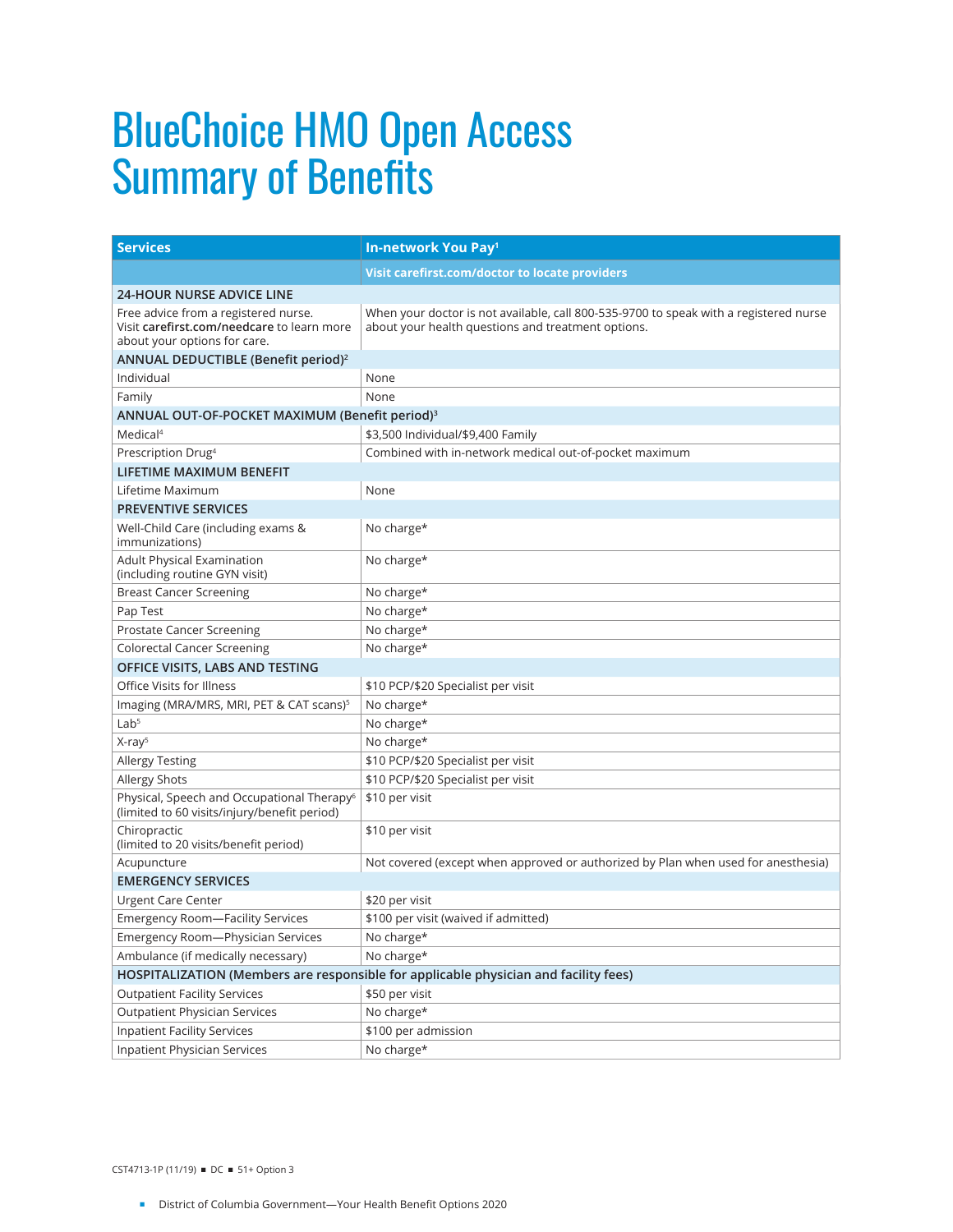# BlueChoice HMO Open Access Summary of Benefits

| Services | In-network You Pay[1] |
|---|---|
| | **Visit carefirst.com/doctor to locate providers** |
| **24-HOUR NURSE ADVICE LINE** | |
| Free advice from a registered nurse. Visit **carefirst.com/needcare** to learn more about your options for care. | When your doctor is not available, call 800-535-9700 to speak with a registered nurse about your health questions and treatment options. |
| **ANNUAL DEDUCTIBLE (Benefit period)[2]** | |
| Individual | None |
| Family | None |
| **ANNUAL OUT-OF-POCKET MAXIMUM (Benefit period)[3]** | |
| Medical[4] | $3,500 Individual/$9,400 Family |
| Prescription Drug[4] | Combined with in-network medical out-of-pocket maximum |
| **LIFETIME MAXIMUM BENEFIT** | |
| Lifetime Maximum | None |
| **PREVENTIVE SERVICES** | |
| Well-Child Care (including exams & immunizations) | No charge* |
| Adult Physical Examination (including routine GYN visit) | No charge* |
| Breast Cancer Screening | No charge* |
| Pap Test | No charge* |
| Prostate Cancer Screening | No charge* |
| Colorectal Cancer Screening | No charge* |
| **OFFICE VISITS, LABS AND TESTING** | |
| Office Visits for Illness | $10 PCP/$20 Specialist per visit |
| Imaging (MRA/MRS, MRI, PET & CAT scans)[5] | No charge* |
| Lab[5] | No charge* |
| X-ray[5] | No charge* |
| Allergy Testing | $10 PCP/$20 Specialist per visit |
| Allergy Shots | $10 PCP/$20 Specialist per visit |
| Physical, Speech and Occupational Therapy[6] (limited to 60 visits/injury/benefit period) | $10 per visit |
| Chiropractic (limited to 20 visits/benefit period) | $10 per visit |
| Acupuncture | Not covered (except when approved or authorized by Plan when used for anesthesia) |
| **EMERGENCY SERVICES** | |
| Urgent Care Center | $20 per visit |
| Emergency Room—Facility Services | $100 per visit (waived if admitted) |
| Emergency Room—Physician Services | No charge* |
| Ambulance (if medically necessary) | No charge* |
| **HOSPITALIZATION (Members are responsible for applicable physician and facility fees)** | |
| Outpatient Facility Services | $50 per visit |
| Outpatient Physician Services | No charge* |
| Inpatient Facility Services | $100 per admission |
| Inpatient Physician Services | No charge* |

CST4713-1P (11/19) ■ DC ■ 51+ Option 3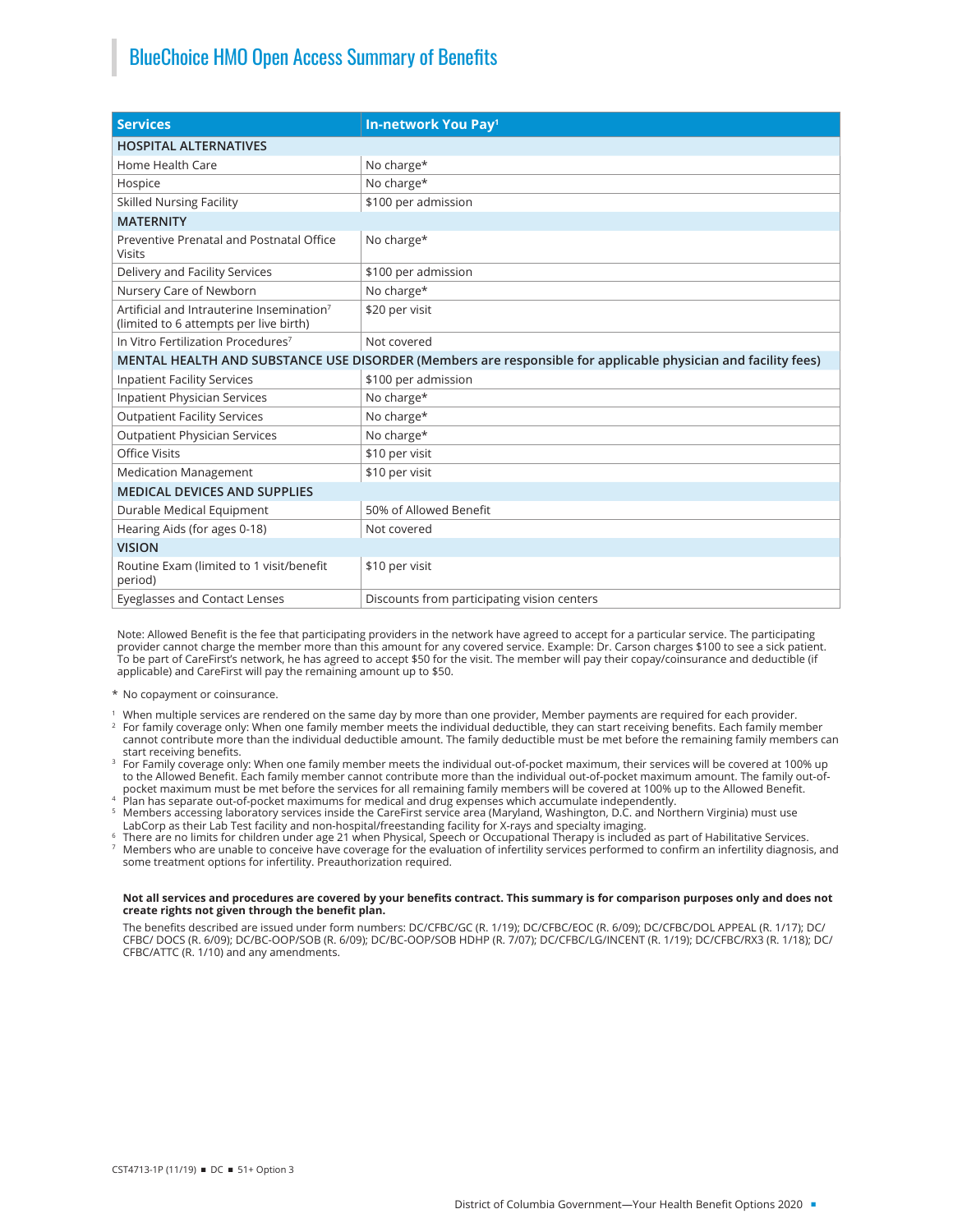# BlueChoice HMO Open Access Summary of Benefits

| Services | In-network You Pay[1] |
|---|---|
| **HOSPITAL ALTERNATIVES** | |
| Home Health Care | No charge* |
| Hospice | No charge* |
| Skilled Nursing Facility | $100 per admission |
| **MATERNITY** | |
| Preventive Prenatal and Postnatal Office Visits | No charge* |
| Delivery and Facility Services | $100 per admission |
| Nursery Care of Newborn | No charge* |
| Artificial and Intrauterine Insemination[7] (limited to 6 attempts per live birth) | $20 per visit |
| In Vitro Fertilization Procedures[7] | Not covered |
| **MENTAL HEALTH AND SUBSTANCE USE DISORDER (Members are responsible for applicable physician and facility fees)** | |
| Inpatient Facility Services | $100 per admission |
| Inpatient Physician Services | No charge* |
| Outpatient Facility Services | No charge* |
| Outpatient Physician Services | No charge* |
| Office Visits | $10 per visit |
| Medication Management | $10 per visit |
| **MEDICAL DEVICES AND SUPPLIES** | |
| Durable Medical Equipment | 50% of Allowed Benefit |
| Hearing Aids (for ages 0-18) | Not covered |
| **VISION** | |
| Routine Exam (limited to 1 visit/benefit period) | $10 per visit |
| Eyeglasses and Contact Lenses | Discounts from participating vision centers |

Note: Allowed Benefit is the fee that participating providers in the network have agreed to accept for a particular service. The participating provider cannot charge the member more than this amount for any covered service. Example: Dr. Carson charges $100 to see a sick patient. To be part of CareFirst's network, he has agreed to accept $50 for the visit. The member will pay their copay/coinsurance and deductible (if applicable) and CareFirst will pay the remaining amount up to $50.

\* No copayment or coinsurance.

[1] When multiple services are rendered on the same day by more than one provider, Member payments are required for each provider.
[2] For family coverage only: When one family member meets the individual deductible, they can start receiving benefits. Each family member cannot contribute more than the individual deductible amount. The family deductible must be met before the remaining family members can start receiving benefits.
[3] For Family coverage only: When one family member meets the individual out-of-pocket maximum, their services will be covered at 100% up to the Allowed Benefit. Each family member cannot contribute more than the individual out-of-pocket maximum amount. The family out-of-pocket maximum must be met before the services for all remaining family members will be covered at 100% up to the Allowed Benefit.
[4] Plan has separate out-of-pocket maximums for medical and drug expenses which accumulate independently.
[5] Members accessing laboratory services inside the CareFirst service area (Maryland, Washington, D.C. and Northern Virginia) must use LabCorp as their Lab Test facility and non-hospital/freestanding facility for X-rays and specialty imaging.
[6] There are no limits for children under age 21 when Physical, Speech or Occupational Therapy is included as part of Habilitative Services.
[7] Members who are unable to conceive have coverage for the evaluation of infertility services performed to confirm an infertility diagnosis, and some treatment options for infertility. Preauthorization required.

**Not all services and procedures are covered by your benefits contract. This summary is for comparison purposes only and does not create rights not given through the benefit plan.**

The benefits described are issued under form numbers: DC/CFBC/GC (R. 1/19); DC/CFBC/EOC (R. 6/09); DC/CFBC/DOL APPEAL (R. 1/17); DC/CFBC/ DOCS (R. 6/09); DC/BC-OOP/SOB (R. 6/09); DC/BC-OOP/SOB HDHP (R. 7/07); DC/CFBC/LG/INCENT (R. 1/19); DC/CFBC/RX3 (R. 1/18); DC/CFBC/ATTC (R. 1/10) and any amendments.

CST4713-1P (11/19) ■ DC ■ 51+ Option 3